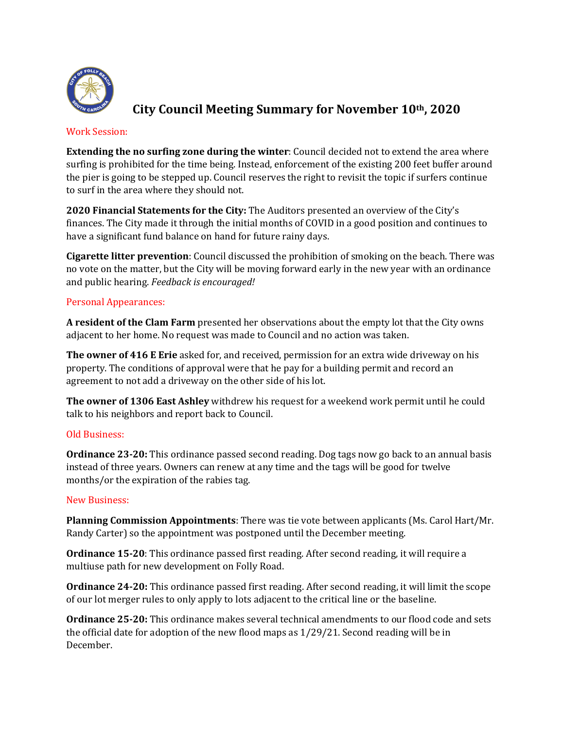# City Council Meeting Summary for November 10th, 2020

## Work Session:

**Extending the no surfing zone during the winter**: Council decided not to extend the area where surfing is prohibited for the time being. Instead, enforcement of the existing 200 feet buffer around the pier is going to be stepped up. Council reserves the right to revisit the topic if surfers continue to surf in the area where they should not.

**2020 Financial Statements for the City:** The Auditors presented an overview of the City's finances. The City made it through the initial months of COVID in a good position and continues to have a significant fund balance on hand for future rainy days.

**Cigarette litter prevention**: Council discussed the prohibition of smoking on the beach. There was no vote on the matter, but the City will be moving forward early in the new year with an ordinance and public hearing. *Feedback is encouraged!*

## Personal Appearances:

**A resident of the Clam Farm** presented her observations about the empty lot that the City owns adjacent to her home. No request was made to Council and no action was taken.

**The owner of 416 E Erie** asked for, and received, permission for an extra wide driveway on his property. The conditions of approval were that he pay for a building permit and record an agreement to not add a driveway on the other side of his lot.

**The owner of 1306 East Ashley** withdrew his request for a weekend work permit until he could talk to his neighbors and report back to Council.

## Old Business:

**Ordinance 23-20:** This ordinance passed second reading. Dog tags now go back to an annual basis instead of three years. Owners can renew at any time and the tags will be good for twelve months/or the expiration of the rabies tag.

## New Business:

**Planning Commission Appointments**: There was tie vote between applicants (Ms. Carol Hart/Mr. Randy Carter) so the appointment was postponed until the December meeting.

**Ordinance 15-20**: This ordinance passed first reading. After second reading, it will require a multiuse path for new development on Folly Road.

**Ordinance 24-20:** This ordinance passed first reading. After second reading, it will limit the scope of our lot merger rules to only apply to lots adjacent to the critical line or the baseline.

**Ordinance 25-20:** This ordinance makes several technical amendments to our flood code and sets the official date for adoption of the new flood maps as 1/29/21. Second reading will be in December.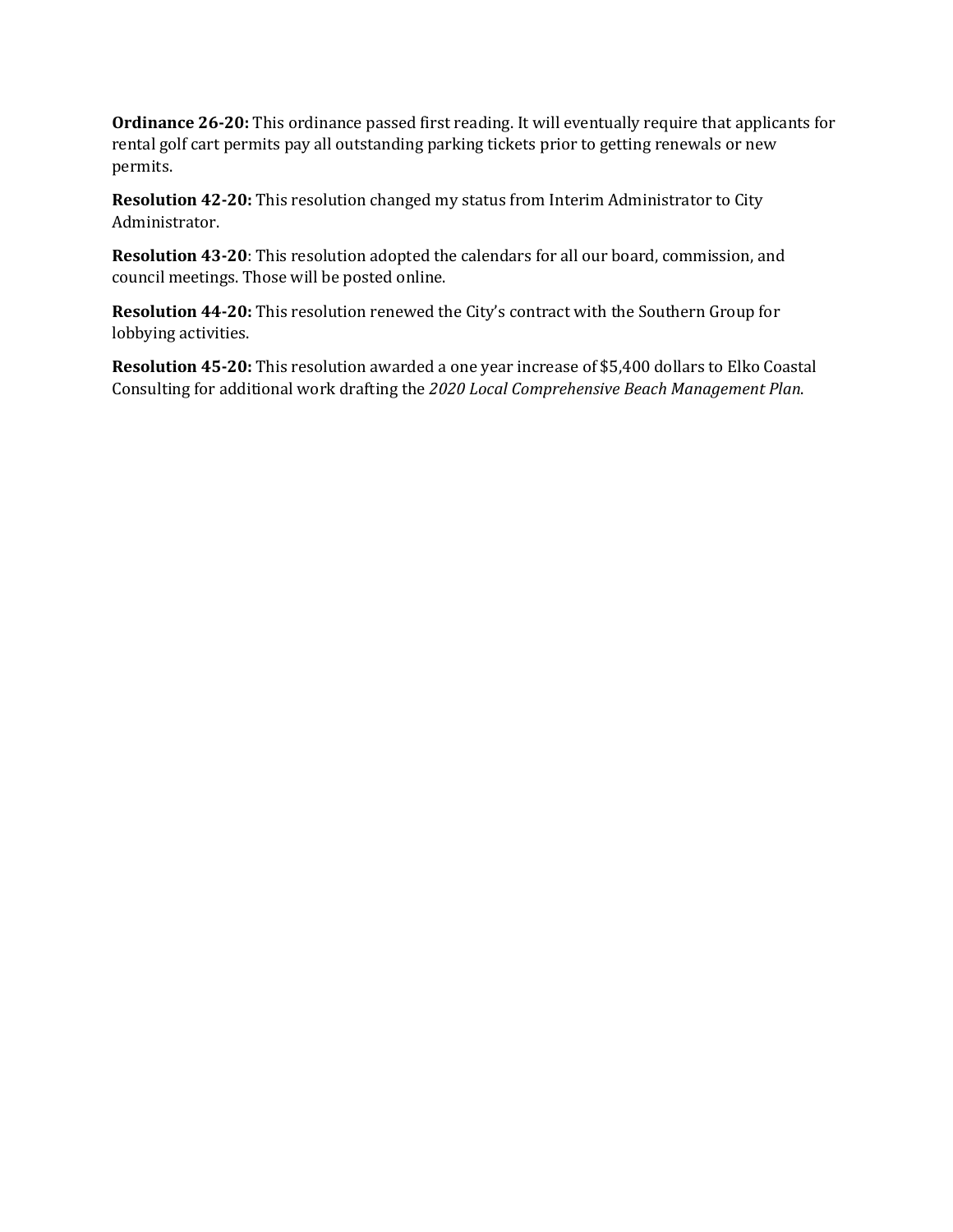**Ordinance 26-20:** This ordinance passed first reading. It will eventually require that applicants for rental golf cart permits pay all outstanding parking tickets prior to getting renewals or new permits.

**Resolution 42-20:** This resolution changed my status from Interim Administrator to City Administrator.

**Resolution 43-20**: This resolution adopted the calendars for all our board, commission, and council meetings. Those will be posted online.

**Resolution 44-20:** This resolution renewed the City's contract with the Southern Group for lobbying activities.

**Resolution 45-20:** This resolution awarded a one year increase of $5,400 dollars to Elko Coastal Consulting for additional work drafting the *2020 Local Comprehensive Beach Management Plan*.